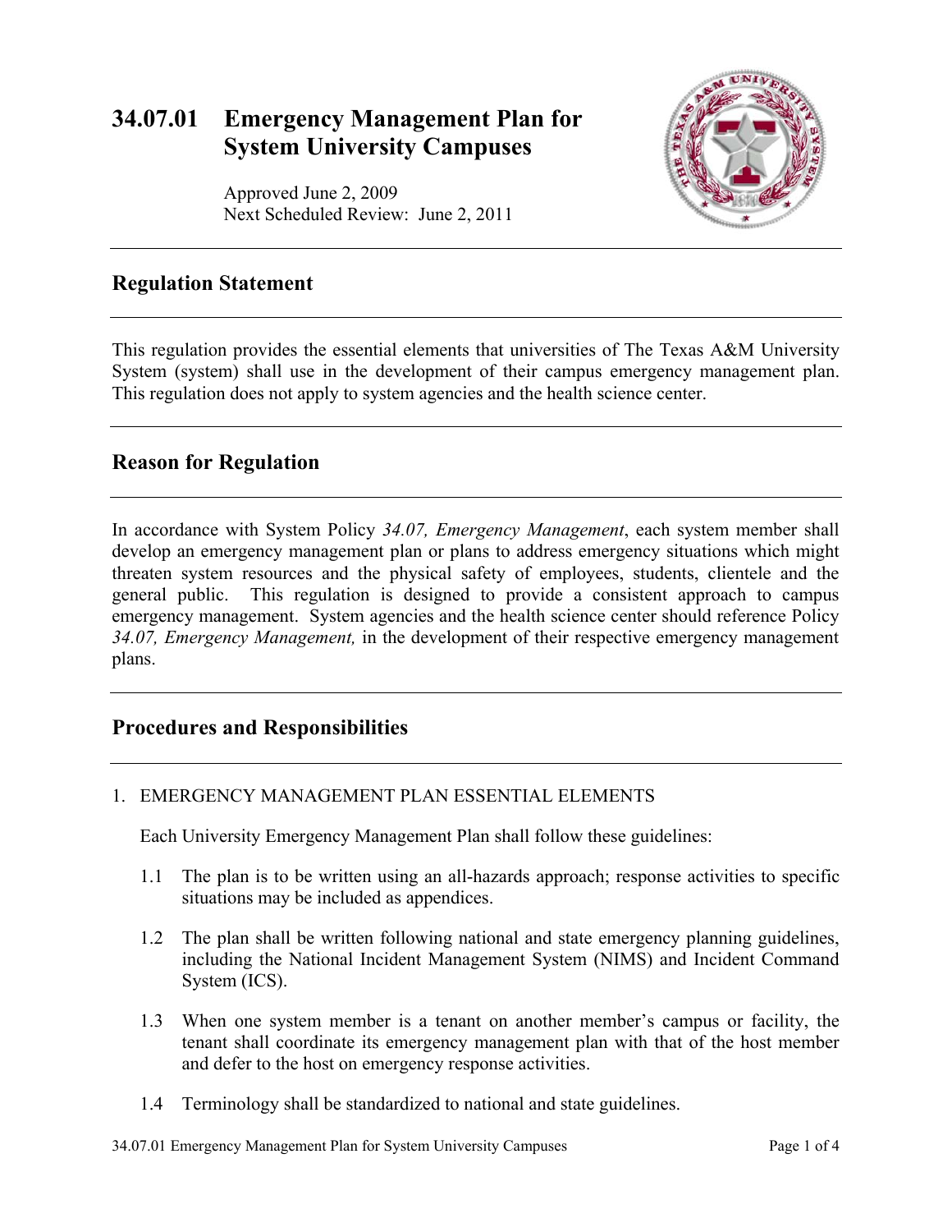# 34.07.01 Emergency Management Plan for System University Campuses

Approved June 2, 2009
Next Scheduled Review: June 2, 2011

## Regulation Statement

This regulation provides the essential elements that universities of The Texas A&M University System (system) shall use in the development of their campus emergency management plan. This regulation does not apply to system agencies and the health science center.

## Reason for Regulation

In accordance with System Policy *34.07, Emergency Management*, each system member shall develop an emergency management plan or plans to address emergency situations which might threaten system resources and the physical safety of employees, students, clientele and the general public. This regulation is designed to provide a consistent approach to campus emergency management. System agencies and the health science center should reference Policy *34.07, Emergency Management,* in the development of their respective emergency management plans.

## Procedures and Responsibilities

1. EMERGENCY MANAGEMENT PLAN ESSENTIAL ELEMENTS

   Each University Emergency Management Plan shall follow these guidelines:

   1.1 The plan is to be written using an all-hazards approach; response activities to specific situations may be included as appendices.

   1.2 The plan shall be written following national and state emergency planning guidelines, including the National Incident Management System (NIMS) and Incident Command System (ICS).

   1.3 When one system member is a tenant on another member's campus or facility, the tenant shall coordinate its emergency management plan with that of the host member and defer to the host on emergency response activities.

   1.4 Terminology shall be standardized to national and state guidelines.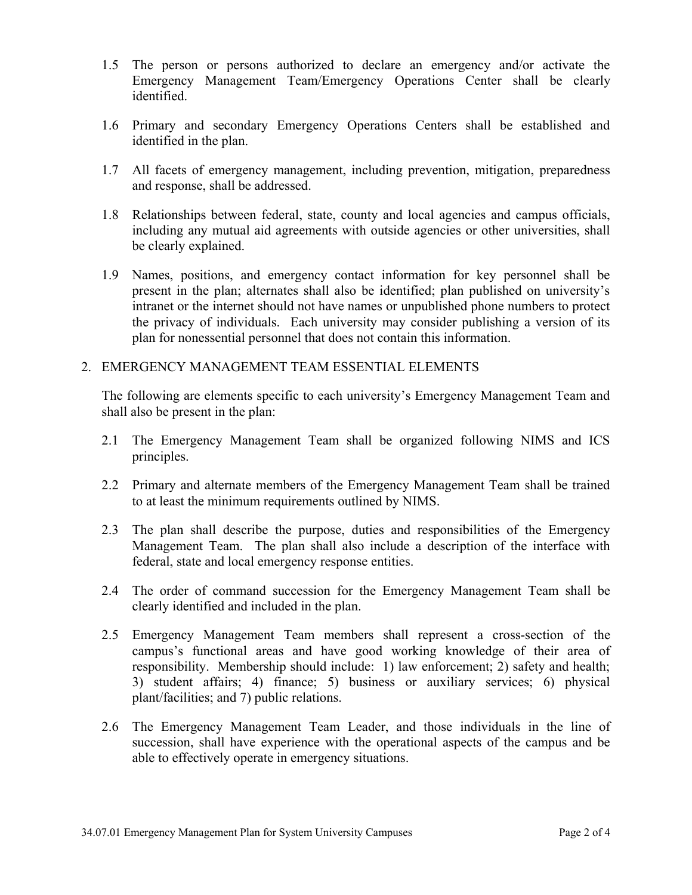1.5 The person or persons authorized to declare an emergency and/or activate the Emergency Management Team/Emergency Operations Center shall be clearly identified.

1.6 Primary and secondary Emergency Operations Centers shall be established and identified in the plan.

1.7 All facets of emergency management, including prevention, mitigation, preparedness and response, shall be addressed.

1.8 Relationships between federal, state, county and local agencies and campus officials, including any mutual aid agreements with outside agencies or other universities, shall be clearly explained.

1.9 Names, positions, and emergency contact information for key personnel shall be present in the plan; alternates shall also be identified; plan published on university's intranet or the internet should not have names or unpublished phone numbers to protect the privacy of individuals. Each university may consider publishing a version of its plan for nonessential personnel that does not contain this information.

## 2. EMERGENCY MANAGEMENT TEAM ESSENTIAL ELEMENTS

The following are elements specific to each university's Emergency Management Team and shall also be present in the plan:

2.1 The Emergency Management Team shall be organized following NIMS and ICS principles.

2.2 Primary and alternate members of the Emergency Management Team shall be trained to at least the minimum requirements outlined by NIMS.

2.3 The plan shall describe the purpose, duties and responsibilities of the Emergency Management Team. The plan shall also include a description of the interface with federal, state and local emergency response entities.

2.4 The order of command succession for the Emergency Management Team shall be clearly identified and included in the plan.

2.5 Emergency Management Team members shall represent a cross-section of the campus's functional areas and have good working knowledge of their area of responsibility. Membership should include: 1) law enforcement; 2) safety and health; 3) student affairs; 4) finance; 5) business or auxiliary services; 6) physical plant/facilities; and 7) public relations.

2.6 The Emergency Management Team Leader, and those individuals in the line of succession, shall have experience with the operational aspects of the campus and be able to effectively operate in emergency situations.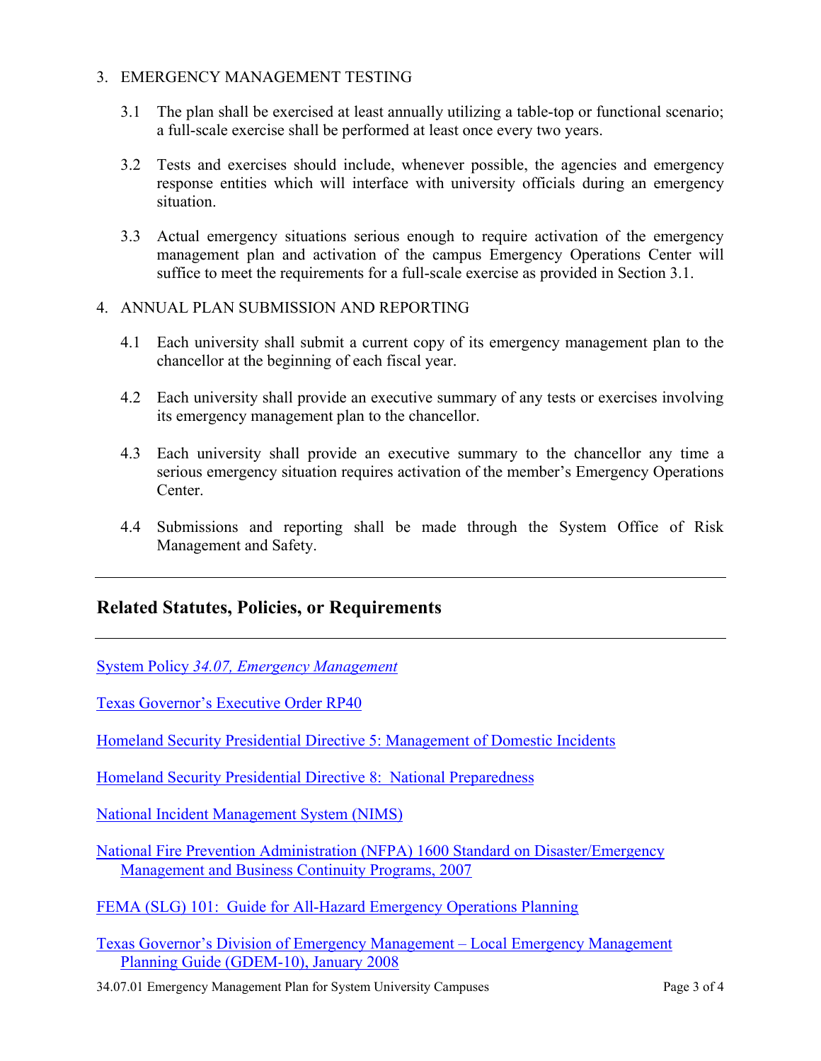3. EMERGENCY MANAGEMENT TESTING

   3.1 The plan shall be exercised at least annually utilizing a table-top or functional scenario; a full-scale exercise shall be performed at least once every two years.

   3.2 Tests and exercises should include, whenever possible, the agencies and emergency response entities which will interface with university officials during an emergency situation.

   3.3 Actual emergency situations serious enough to require activation of the emergency management plan and activation of the campus Emergency Operations Center will suffice to meet the requirements for a full-scale exercise as provided in Section 3.1.

4. ANNUAL PLAN SUBMISSION AND REPORTING

   4.1 Each university shall submit a current copy of its emergency management plan to the chancellor at the beginning of each fiscal year.

   4.2 Each university shall provide an executive summary of any tests or exercises involving its emergency management plan to the chancellor.

   4.3 Each university shall provide an executive summary to the chancellor any time a serious emergency situation requires activation of the member's Emergency Operations Center.

   4.4 Submissions and reporting shall be made through the System Office of Risk Management and Safety.

---

## Related Statutes, Policies, or Requirements

---

System Policy *34.07, Emergency Management*

Texas Governor's Executive Order RP40

Homeland Security Presidential Directive 5: Management of Domestic Incidents

Homeland Security Presidential Directive 8: National Preparedness

National Incident Management System (NIMS)

National Fire Prevention Administration (NFPA) 1600 Standard on Disaster/Emergency Management and Business Continuity Programs, 2007

FEMA (SLG) 101: Guide for All-Hazard Emergency Operations Planning

Texas Governor's Division of Emergency Management – Local Emergency Management Planning Guide (GDEM-10), January 2008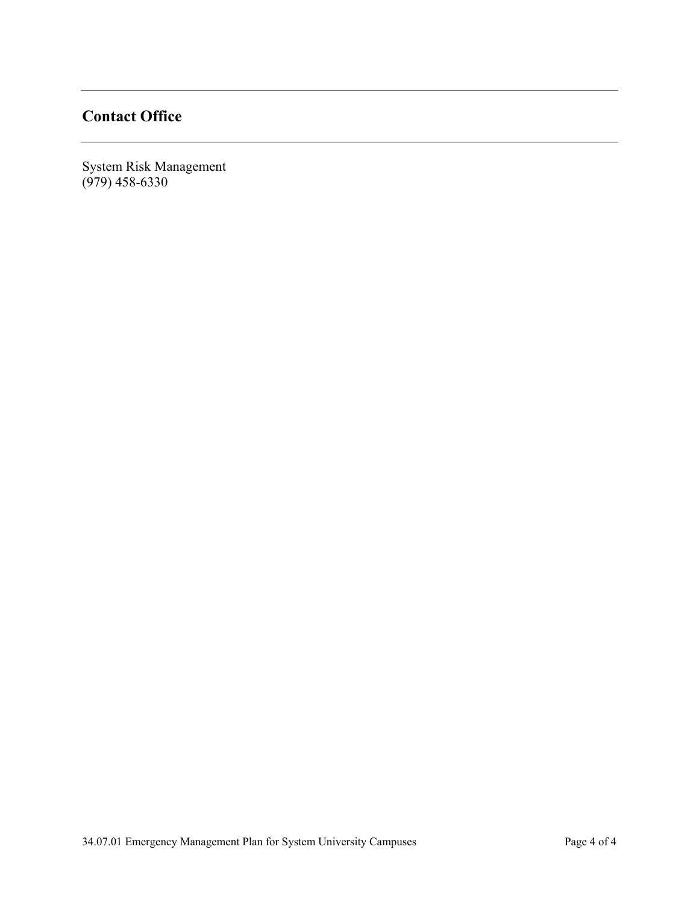## Contact Office

System Risk Management
(979) 458-6330